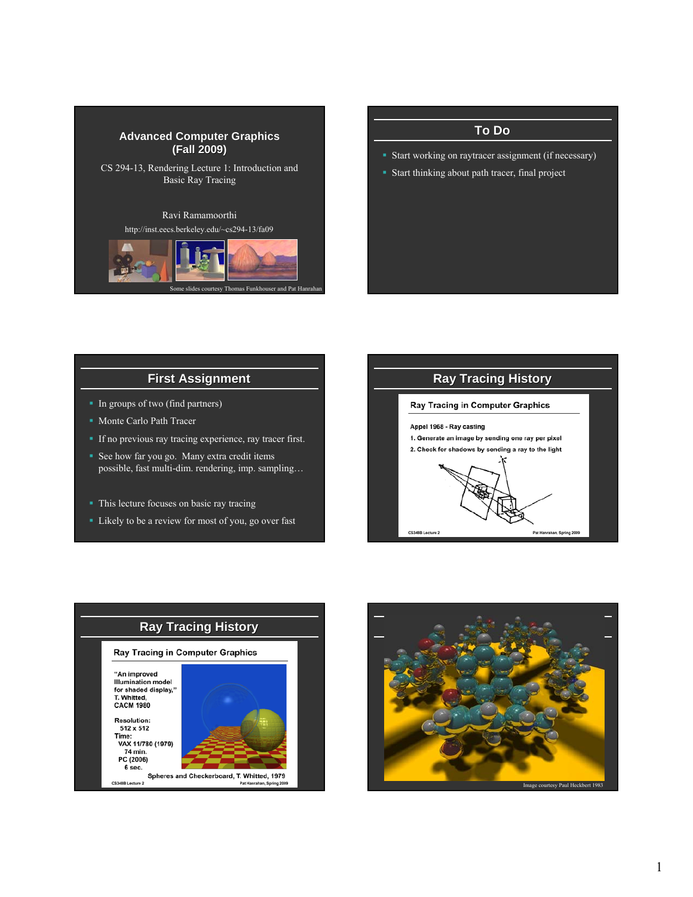# Advanced Computer Graphics (Fall 2009)

CS 294-13, Rendering Lecture 1: Introduction and Basic Ray Tracing

Ravi Ramamoorthi

http://inst.eecs.berkeley.edu/~cs294-13/fa09

Some slides courtesy Thomas Funkhouser and Pat Hanrahan

## To Do

- Start working on raytracer assignment (if necessary)
- Start thinking about path tracer, final project

## First Assignment

- In groups of two (find partners)
- Monte Carlo Path Tracer
- If no previous ray tracing experience, ray tracer first.
- See how far you go. Many extra credit items possible, fast multi-dim. rendering, imp. sampling…

- This lecture focuses on basic ray tracing
- Likely to be a review for most of you, go over fast

## Ray Tracing History

### Ray Tracing in Computer Graphics

Appel 1968 - Ray casting

1. Generate an image by sending one ray per pixel
2. Check for shadows by sending a ray to the light

CS348B Lecture 2 — Pat Hanrahan, Spring 2009

## Ray Tracing History

### Ray Tracing in Computer Graphics

"An improved Illumination model for shaded display," T. Whitted, CACM 1980

Resolution: 512 x 512

Time:
- VAX 11/780 (1979) 74 min.
- PC (2006) 6 sec.

Spheres and Checkerboard, T. Whitted, 1979

CS348B Lecture 2 — Pat Hanrahan, Spring 2009

Image courtesy Paul Heckbert 1983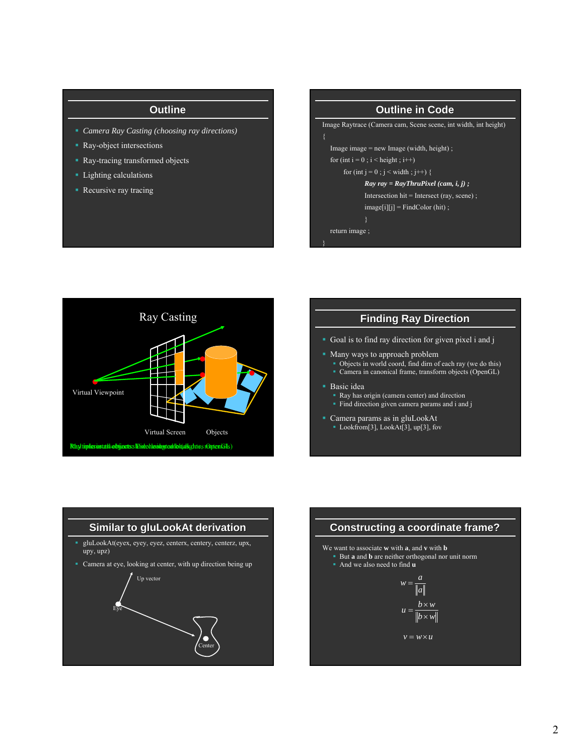## Outline

- *Camera Ray Casting (choosing ray directions)*
- Ray-object intersections
- Ray-tracing transformed objects
- Lighting calculations
- Recursive ray tracing

## Outline in Code

```
Image Raytrace (Camera cam, Scene scene, int width, int height)
{
    Image image = new Image (width, height) ;
    for (int i = 0 ; i < height ; i++)
        for (int j = 0 ; j < width ; j++) {
            Ray ray = RayThruPixel (cam, i, j) ;
            Intersection hit = Intersect (ray, scene) ;
            image[i][j] = FindColor (hit) ;
            }
    return image ;
}
```

## Ray Casting

Virtual Viewpoint

Virtual Screen

Objects

## Finding Ray Direction

- Goal is to find ray direction for given pixel i and j
- Many ways to approach problem
  - Objects in world coord, find dirn of each ray (we do this)
  - Camera in canonical frame, transform objects (OpenGL)
- Basic idea
  - Ray has origin (camera center) and direction
  - Find direction given camera params and i and j
- Camera params as in gluLookAt
  - Lookfrom[3], LookAt[3], up[3], fov

## Similar to gluLookAt derivation

- gluLookAt(eyex, eyey, eyez, centerx, centery, centerz, upx, upy, upz)
- Camera at eye, looking at center, with up direction being up

Up vector

Eye

Center

## Constructing a coordinate frame?

We want to associate **w** with **a**, and **v** with **b**

- But **a** and **b** are neither orthogonal nor unit norm
- And we also need to find **u**

$$w = \frac{a}{\|a\|}$$

$$u = \frac{b \times w}{\|b \times w\|}$$

$$v = w \times u$$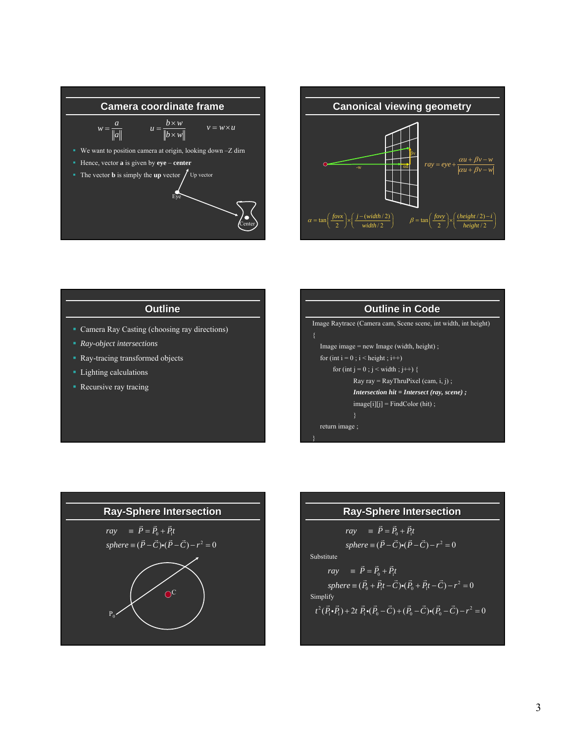## Camera coordinate frame

$$w = \frac{a}{\|a\|} \qquad u = \frac{b \times w}{\|b \times w\|} \qquad v = w \times u$$

- We want to position camera at origin, looking down –Z dirn
- Hence, vector **a** is given by **eye** – **center**
- The vector **b** is simply the **up** vector

Up vector

Eye

Center

## Canonical viewing geometry

-w

αu

βv

$$ray = eye + \frac{\alpha u + \beta v - w}{|\alpha u + \beta v - w|}$$

$$\alpha = \tan\left(\frac{fovx}{2}\right) \times \left(\frac{j - (width/2)}{width/2}\right) \qquad \beta = \tan\left(\frac{fovy}{2}\right) \times \left(\frac{(height/2) - i}{height/2}\right)$$

## Outline

- Camera Ray Casting (choosing ray directions)
- *Ray-object intersections*
- Ray-tracing transformed objects
- Lighting calculations
- Recursive ray tracing

## Outline in Code

```
Image Raytrace (Camera cam, Scene scene, int width, int height)
{
    Image image = new Image (width, height) ;
    for (int i = 0 ; i < height ; i++)
        for (int j = 0 ; j < width ; j++) {
                Ray ray = RayThruPixel (cam, i, j) ;
                Intersection hit = Intersect (ray, scene) ;
                image[i][j] = FindColor (hit) ;
                }
    return image ;
}
```

## Ray-Sphere Intersection

$$ray \equiv \vec{P} = \vec{P}_0 + \vec{P}_1 t$$

$$sphere \equiv (\vec{P} - \vec{C}) \bullet (\vec{P} - \vec{C}) - r^2 = 0$$

C

$P_0$

## Ray-Sphere Intersection

$$ray \equiv \vec{P} = \vec{P}_0 + \vec{P}_1 t$$

$$sphere \equiv (\vec{P} - \vec{C}) \bullet (\vec{P} - \vec{C}) - r^2 = 0$$

Substitute

$$ray \equiv \vec{P} = \vec{P}_0 + \vec{P}_1 t$$

$$sphere \equiv (\vec{P}_0 + \vec{P}_1 t - \vec{C}) \bullet (\vec{P}_0 + \vec{P}_1 t - \vec{C}) - r^2 = 0$$

Simplify

$$t^2 (\vec{P}_1 \bullet \vec{P}_1) + 2t\, \vec{P}_1 \bullet (\vec{P}_0 - \vec{C}) + (\vec{P}_0 - \vec{C}) \bullet (\vec{P}_0 - \vec{C}) - r^2 = 0$$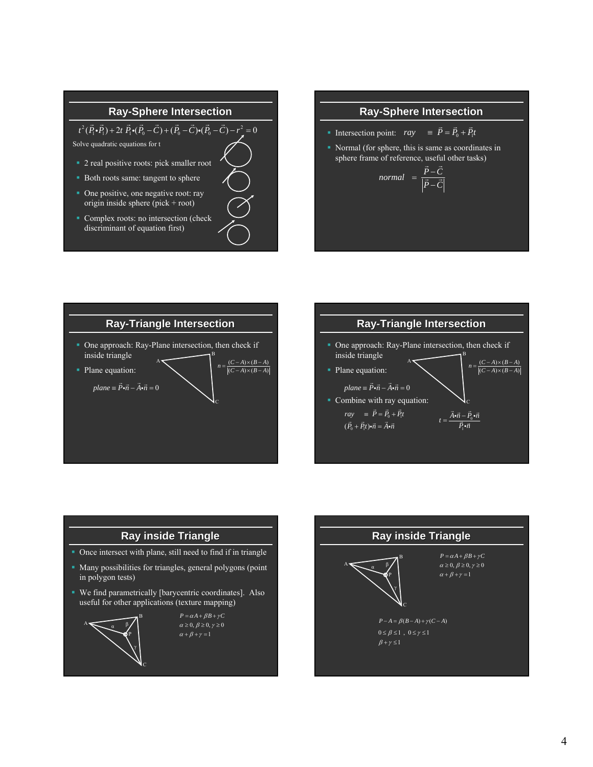## Ray-Sphere Intersection

$$t^2(\vec{P}_1 \bullet \vec{P}_1) + 2t\ \vec{P}_1 \bullet (\vec{P}_0 - \vec{C}) + (\vec{P}_0 - \vec{C}) \bullet (\vec{P}_0 - \vec{C}) - r^2 = 0$$

Solve quadratic equations for t

- 2 real positive roots: pick smaller root
- Both roots same: tangent to sphere
- One positive, one negative root: ray origin inside sphere (pick + root)
- Complex roots: no intersection (check discriminant of equation first)

## Ray-Sphere Intersection

- Intersection point: $ray \equiv \vec{P} = \vec{P}_0 + \vec{P}_1 t$
- Normal (for sphere, this is same as coordinates in sphere frame of reference, useful other tasks)

$$normal = \frac{\vec{P} - \vec{C}}{|\vec{P} - \vec{C}|}$$

## Ray-Triangle Intersection

- One approach: Ray-Plane intersection, then check if inside triangle
- Plane equation:

$$n = \frac{(C-A) \times (B-A)}{|(C-A) \times (B-A)|}$$

$$plane \equiv \vec{P} \bullet \vec{n} - \vec{A} \bullet \vec{n} = 0$$

## Ray-Triangle Intersection

- One approach: Ray-Plane intersection, then check if inside triangle
- Plane equation:

$$n = \frac{(C-A) \times (B-A)}{|(C-A) \times (B-A)|}$$

$$plane \equiv \vec{P} \bullet \vec{n} - \vec{A} \bullet \vec{n} = 0$$

- Combine with ray equation:

$$ray \equiv \vec{P} = \vec{P}_0 + \vec{P}_1 t$$

$$(\vec{P}_0 + \vec{P}_1 t) \bullet \vec{n} = \vec{A} \bullet \vec{n}$$

$$t = \frac{\vec{A} \bullet \vec{n} - \vec{P}_0 \bullet \vec{n}}{\vec{P}_1 \bullet \vec{n}}$$

## Ray inside Triangle

- Once intersect with plane, still need to find if in triangle
- Many possibilities for triangles, general polygons (point in polygon tests)
- We find parametrically [barycentric coordinates]. Also useful for other applications (texture mapping)

$$P = \alpha A + \beta B + \gamma C$$
$$\alpha \geq 0, \beta \geq 0, \gamma \geq 0$$
$$\alpha + \beta + \gamma = 1$$

## Ray inside Triangle

$$P = \alpha A + \beta B + \gamma C$$
$$\alpha \geq 0, \beta \geq 0, \gamma \geq 0$$
$$\alpha + \beta + \gamma = 1$$

$$P - A = \beta(B - A) + \gamma(C - A)$$
$$0 \leq \beta \leq 1\ ,\ 0 \leq \gamma \leq 1$$
$$\beta + \gamma \leq 1$$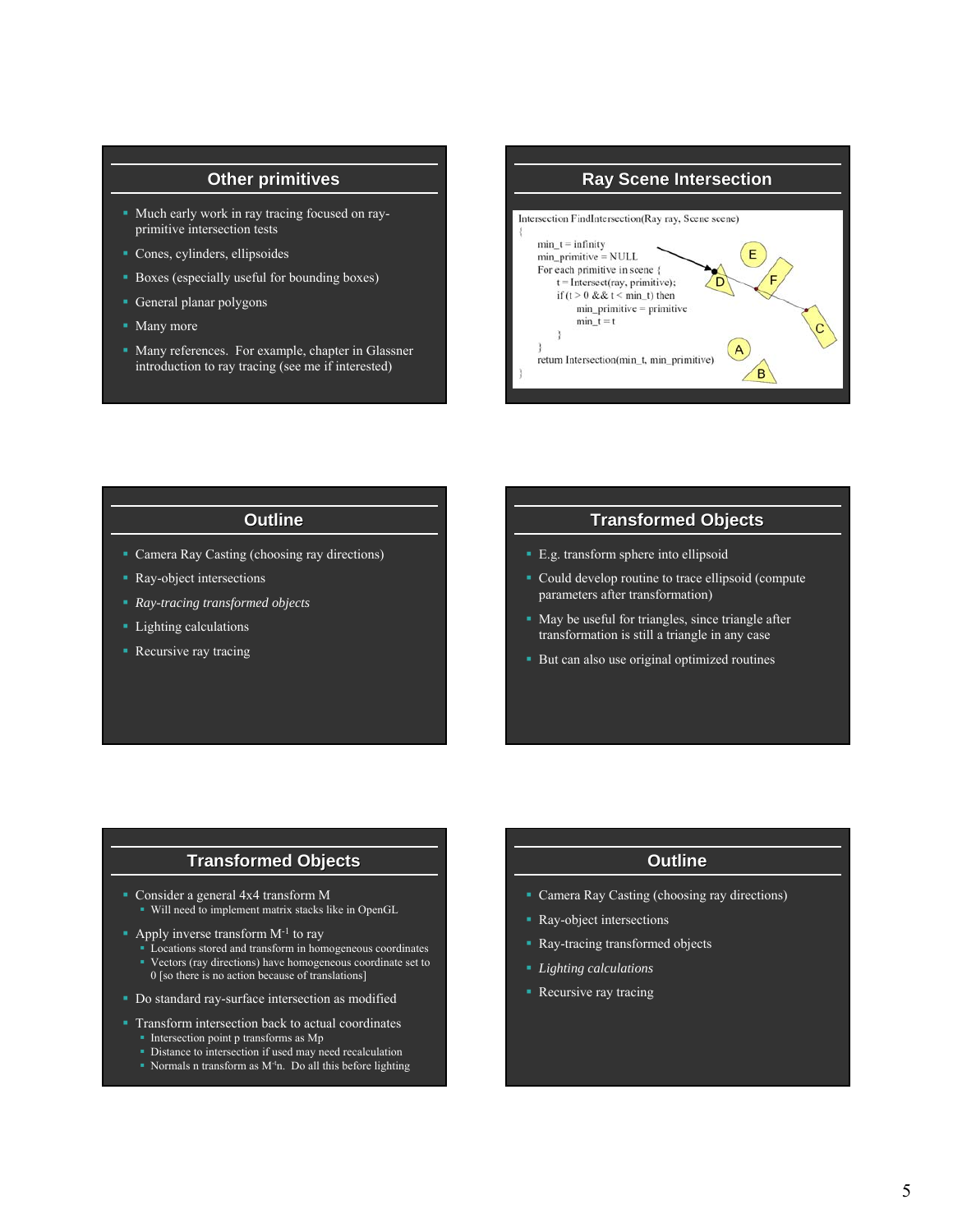## Other primitives

- Much early work in ray tracing focused on ray-primitive intersection tests
- Cones, cylinders, ellipsoides
- Boxes (especially useful for bounding boxes)
- General planar polygons
- Many more
- Many references. For example, chapter in Glassner introduction to ray tracing (see me if interested)

## Ray Scene Intersection

```
Intersection FindIntersection(Ray ray, Scene scene)
{
    min_t = infinity
    min_primitive = NULL
    For each primitive in scene {
        t = Intersect(ray, primitive);
        if (t > 0 && t < min_t) then
            min_primitive = primitive
            min_t = t
        }
    }
    return Intersection(min_t, min_primitive)
}
```

## Outline

- Camera Ray Casting (choosing ray directions)
- Ray-object intersections
- *Ray-tracing transformed objects*
- Lighting calculations
- Recursive ray tracing

## Transformed Objects

- E.g. transform sphere into ellipsoid
- Could develop routine to trace ellipsoid (compute parameters after transformation)
- May be useful for triangles, since triangle after transformation is still a triangle in any case
- But can also use original optimized routines

## Transformed Objects

- Consider a general 4x4 transform M
  - Will need to implement matrix stacks like in OpenGL
- Apply inverse transform $M^{-1}$ to ray
  - Locations stored and transform in homogeneous coordinates
  - Vectors (ray directions) have homogeneous coordinate set to 0 [so there is no action because of translations]
- Do standard ray-surface intersection as modified
- Transform intersection back to actual coordinates
  - Intersection point p transforms as Mp
  - Distance to intersection if used may need recalculation
  - Normals n transform as $M^{-t}n$. Do all this before lighting

## Outline

- Camera Ray Casting (choosing ray directions)
- Ray-object intersections
- Ray-tracing transformed objects
- *Lighting calculations*
- Recursive ray tracing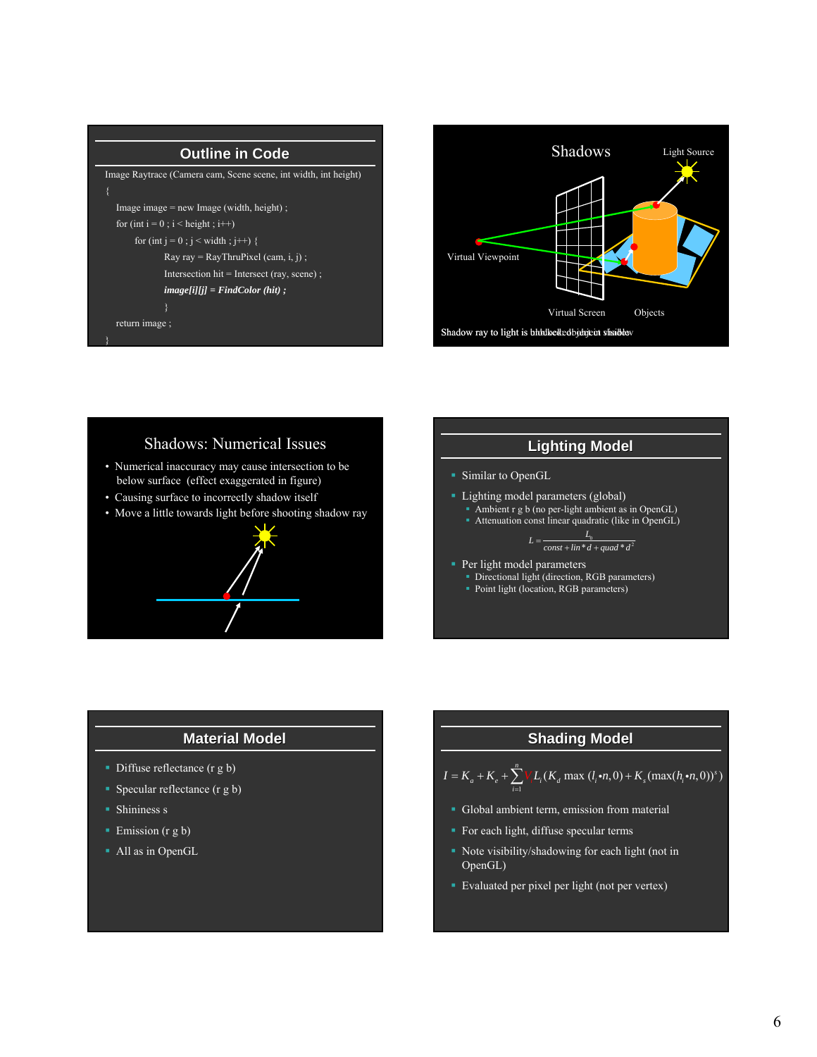## Outline in Code

```
Image Raytrace (Camera cam, Scene scene, int width, int height)
{
    Image image = new Image (width, height) ;
    for (int i = 0 ; i < height ; i++)
        for (int j = 0 ; j < width ; j++) {
            Ray ray = RayThruPixel (cam, i, j) ;
            Intersection hit = Intersect (ray, scene) ;
            image[i][j] = FindColor (hit) ;
        }
    return image ;
}
```

## Shadows

Light Source

Virtual Viewpoint

Virtual Screen

Objects

Shadow ray to light is unblocked: object visible / blocked: object in shadow

## Shadows: Numerical Issues

- Numerical inaccuracy may cause intersection to be below surface (effect exaggerated in figure)
- Causing surface to incorrectly shadow itself
- Move a little towards light before shooting shadow ray

## Lighting Model

- Similar to OpenGL
- Lighting model parameters (global)
  - Ambient r g b (no per-light ambient as in OpenGL)
  - Attenuation const linear quadratic (like in OpenGL)

$$L = \frac{L_0}{const + lin * d + quad * d^2}$$

- Per light model parameters
  - Directional light (direction, RGB parameters)
  - Point light (location, RGB parameters)

## Material Model

- Diffuse reflectance (r g b)
- Specular reflectance (r g b)
- Shininess s
- Emission (r g b)
- All as in OpenGL

## Shading Model

$$I = K_a + K_e + \sum_{i=1}^{n} V_i L_i (K_d \max(l_i \bullet n, 0) + K_s (\max(h_i \bullet n, 0))^s)$$

- Global ambient term, emission from material
- For each light, diffuse specular terms
- Note visibility/shadowing for each light (not in OpenGL)
- Evaluated per pixel per light (not per vertex)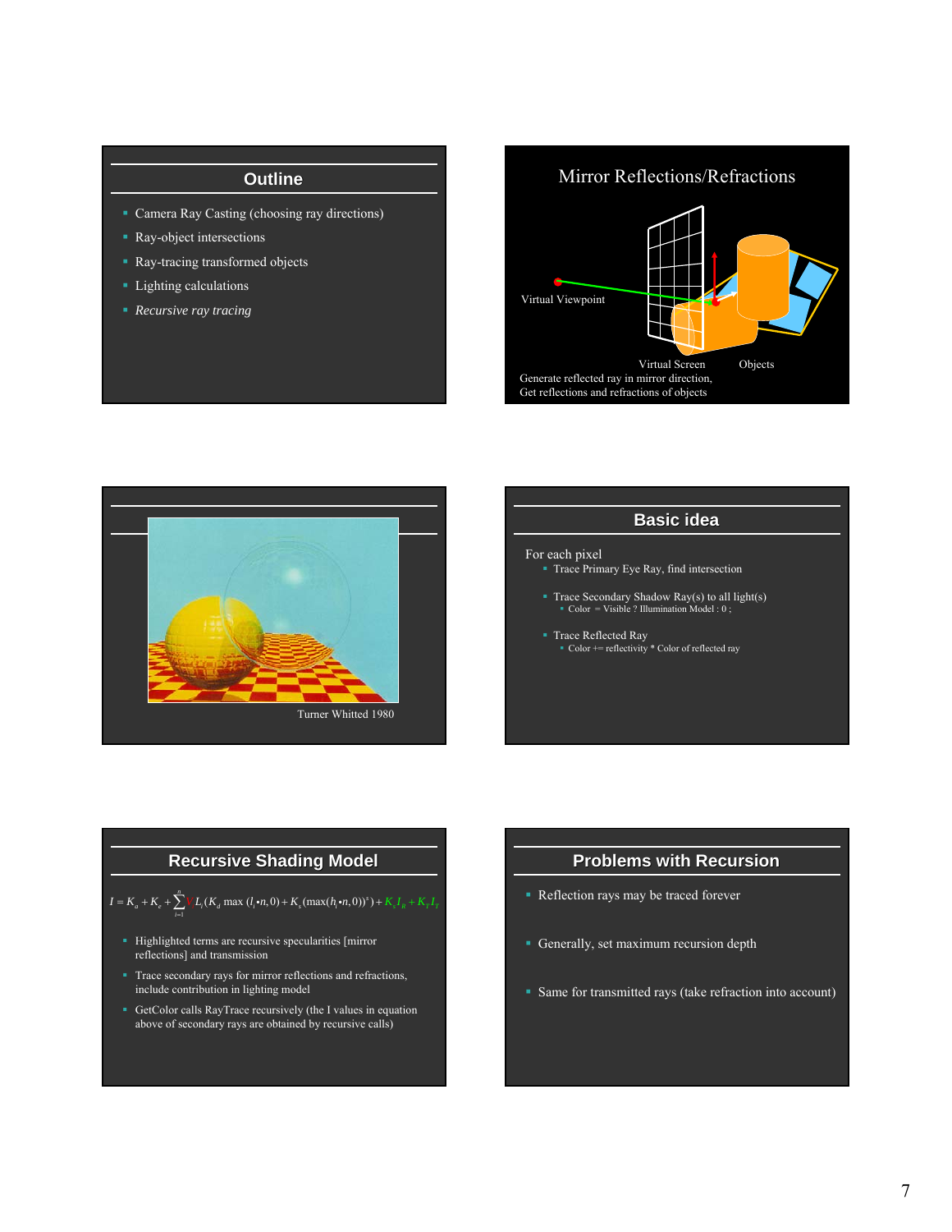## Outline

- Camera Ray Casting (choosing ray directions)
- Ray-object intersections
- Ray-tracing transformed objects
- Lighting calculations
- *Recursive ray tracing*

## Mirror Reflections/Refractions

Virtual Viewpoint

Virtual Screen

Objects

Generate reflected ray in mirror direction,
Get reflections and refractions of objects

Turner Whitted 1980

## Basic idea

For each pixel

- Trace Primary Eye Ray, find intersection
- Trace Secondary Shadow Ray(s) to all light(s)
  - Color = Visible ? Illumination Model : 0 ;
- Trace Reflected Ray
  - Color += reflectivity * Color of reflected ray

## Recursive Shading Model

$$I = K_a + K_e + \sum_{i=1}^{n} V_i L_i (K_d \max(l_i \cdot n, 0) + K_s (\max(h_i \cdot n, 0))^s) + K_s I_R + K_T I_T$$

- Highlighted terms are recursive specularities [mirror reflections] and transmission
- Trace secondary rays for mirror reflections and refractions, include contribution in lighting model
- GetColor calls RayTrace recursively (the I values in equation above of secondary rays are obtained by recursive calls)

## Problems with Recursion

- Reflection rays may be traced forever
- Generally, set maximum recursion depth
- Same for transmitted rays (take refraction into account)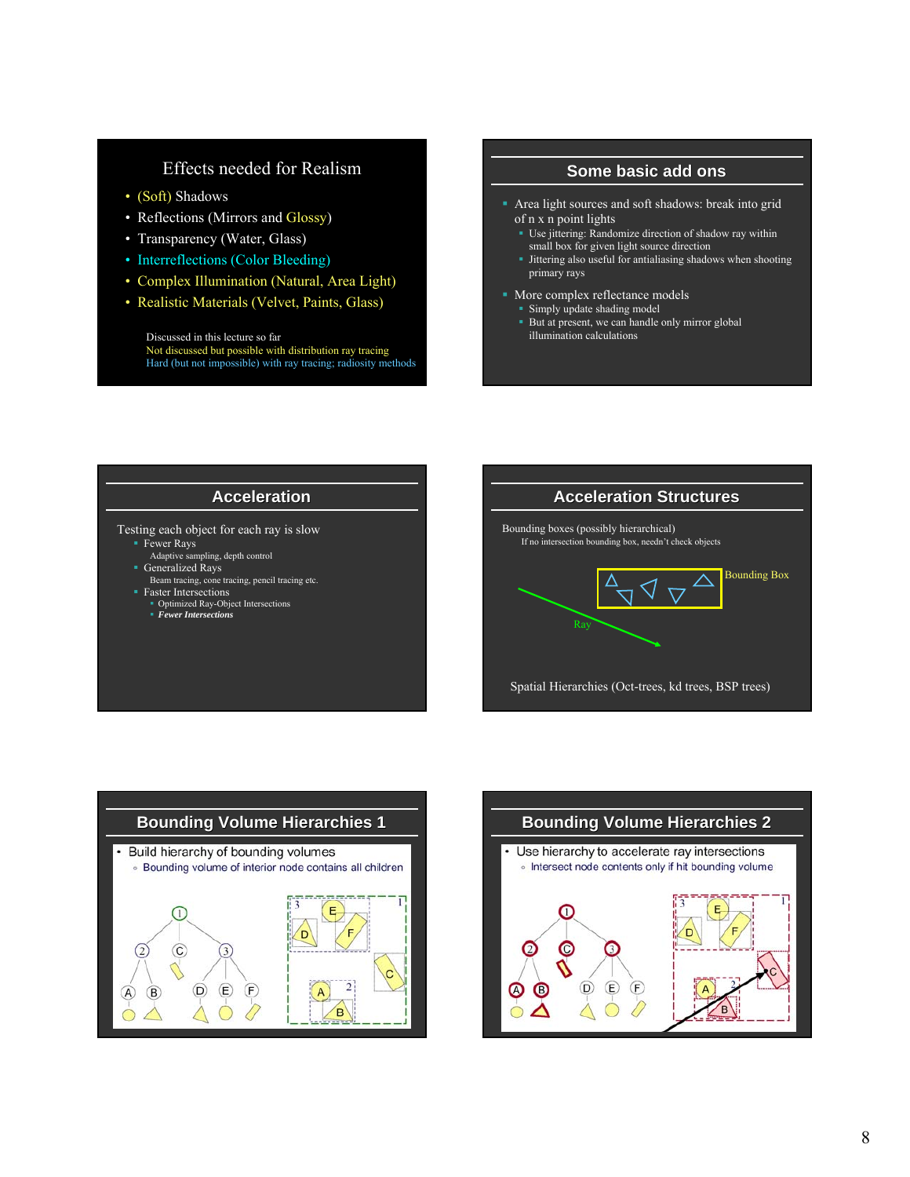## Effects needed for Realism

- (Soft) Shadows
- Reflections (Mirrors and Glossy)
- Transparency (Water, Glass)
- Interreflections (Color Bleeding)
- Complex Illumination (Natural, Area Light)
- Realistic Materials (Velvet, Paints, Glass)

Discussed in this lecture so far
Not discussed but possible with distribution ray tracing
Hard (but not impossible) with ray tracing; radiosity methods

## Some basic add ons

- Area light sources and soft shadows: break into grid of n x n point lights
  - Use jittering: Randomize direction of shadow ray within small box for given light source direction
  - Jittering also useful for antialiasing shadows when shooting primary rays
- More complex reflectance models
  - Simply update shading model
  - But at present, we can handle only mirror global illumination calculations

## Acceleration

Testing each object for each ray is slow

- Fewer Rays
  - Adaptive sampling, depth control
- Generalized Rays
  - Beam tracing, cone tracing, pencil tracing etc.
- Faster Intersections
  - Optimized Ray-Object Intersections
  - ***Fewer Intersections***

## Acceleration Structures

Bounding boxes (possibly hierarchical)

If no intersection bounding box, needn't check objects

Bounding Box

Ray

Spatial Hierarchies (Oct-trees, kd trees, BSP trees)

## Bounding Volume Hierarchies 1

- Build hierarchy of bounding volumes
  - Bounding volume of interior node contains all children

## Bounding Volume Hierarchies 2

- Use hierarchy to accelerate ray intersections
  - Intersect node contents only if hit bounding volume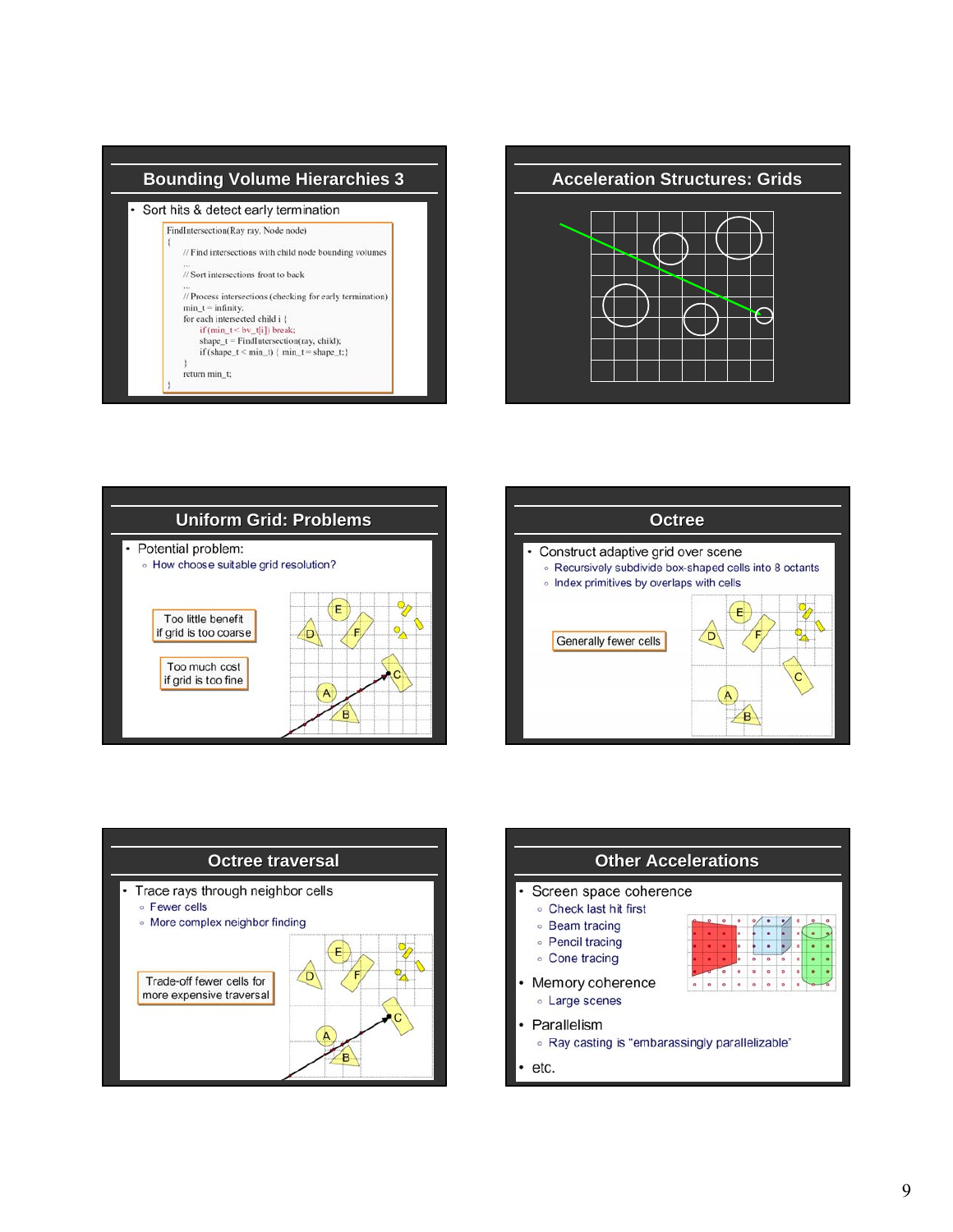## Bounding Volume Hierarchies 3

- Sort hits & detect early termination

```
FindIntersection(Ray ray, Node node)
{
    // Find intersections with child node bounding volumes
    ...
    // Sort intersections front to back
    ...
    // Process intersections (checking for early termination)
    min_t = infinity;
    for each intersected child i {
        if (min_t < bv_t[i]) break;
        shape_t = FindIntersection(ray, child);
        if (shape_t < min_t) { min_t = shape_t;}
    }
    return min_t;
}
```

## Acceleration Structures: Grids

## Uniform Grid: Problems

- Potential problem:
  - How choose suitable grid resolution?

Too little benefit if grid is too coarse

Too much cost if grid is too fine

## Octree

- Construct adaptive grid over scene
  - Recursively subdivide box-shaped cells into 8 octants
  - Index primitives by overlaps with cells

Generally fewer cells

## Octree traversal

- Trace rays through neighbor cells
  - Fewer cells
  - More complex neighbor finding

Trade-off fewer cells for more expensive traversal

## Other Accelerations

- Screen space coherence
  - Check last hit first
  - Beam tracing
  - Pencil tracing
  - Cone tracing
- Memory coherence
  - Large scenes
- Parallelism
  - Ray casting is "embarassingly parallelizable"
- etc.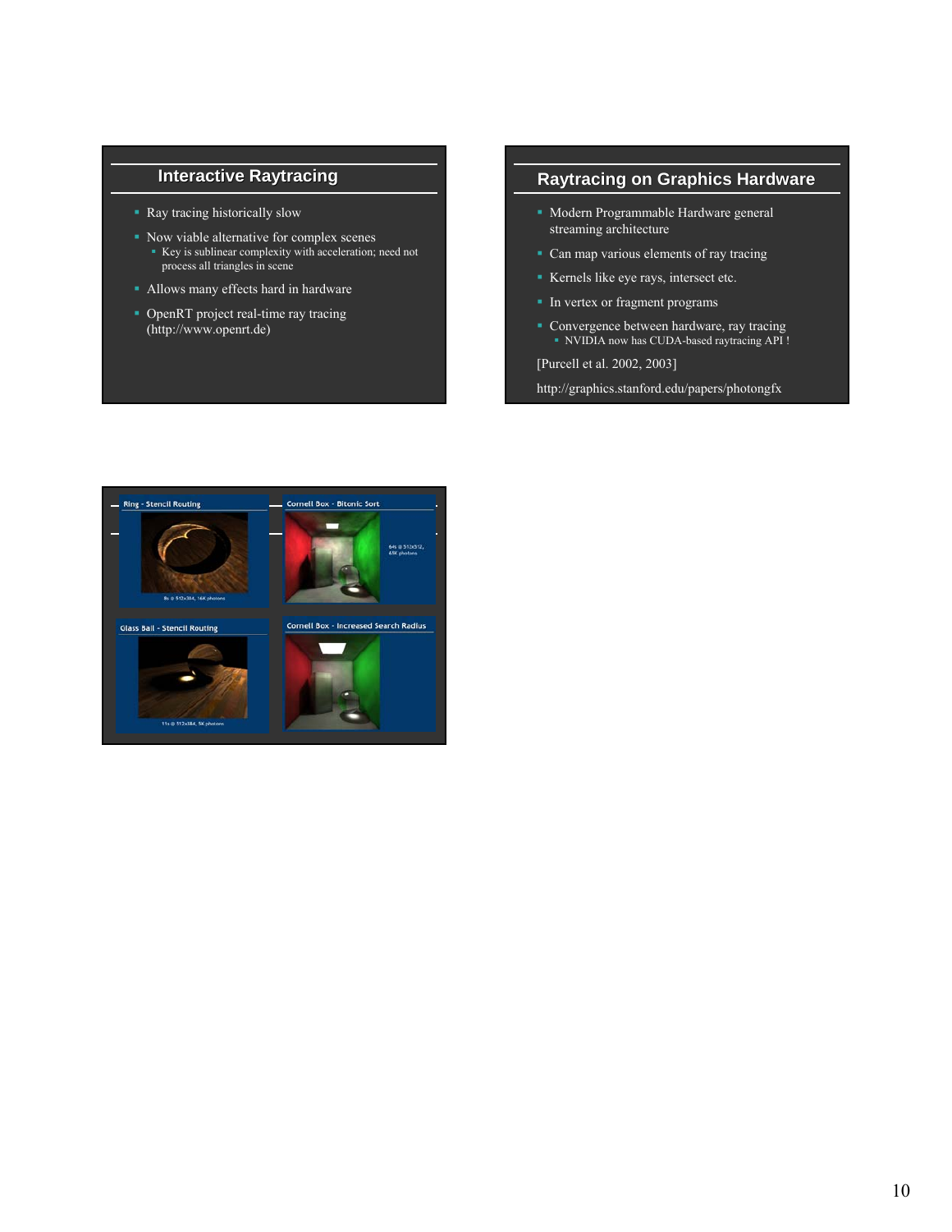## Interactive Raytracing

- Ray tracing historically slow
- Now viable alternative for complex scenes
  - Key is sublinear complexity with acceleration; need not process all triangles in scene
- Allows many effects hard in hardware
- OpenRT project real-time ray tracing (http://www.openrt.de)

## Raytracing on Graphics Hardware

- Modern Programmable Hardware general streaming architecture
- Can map various elements of ray tracing
- Kernels like eye rays, intersect etc.
- In vertex or fragment programs
- Convergence between hardware, ray tracing
  - NVIDIA now has CUDA-based raytracing API !

[Purcell et al. 2002, 2003]

http://graphics.stanford.edu/papers/photongfx

Ring - Stencil Routing

8s @ 512x384, 16K photons

Cornell Box - Bitonic Sort

64s @ 512x512, 65K photons

Glass Ball - Stencil Routing

11s @ 512x384, 5K photons

Cornell Box - Increased Search Radius